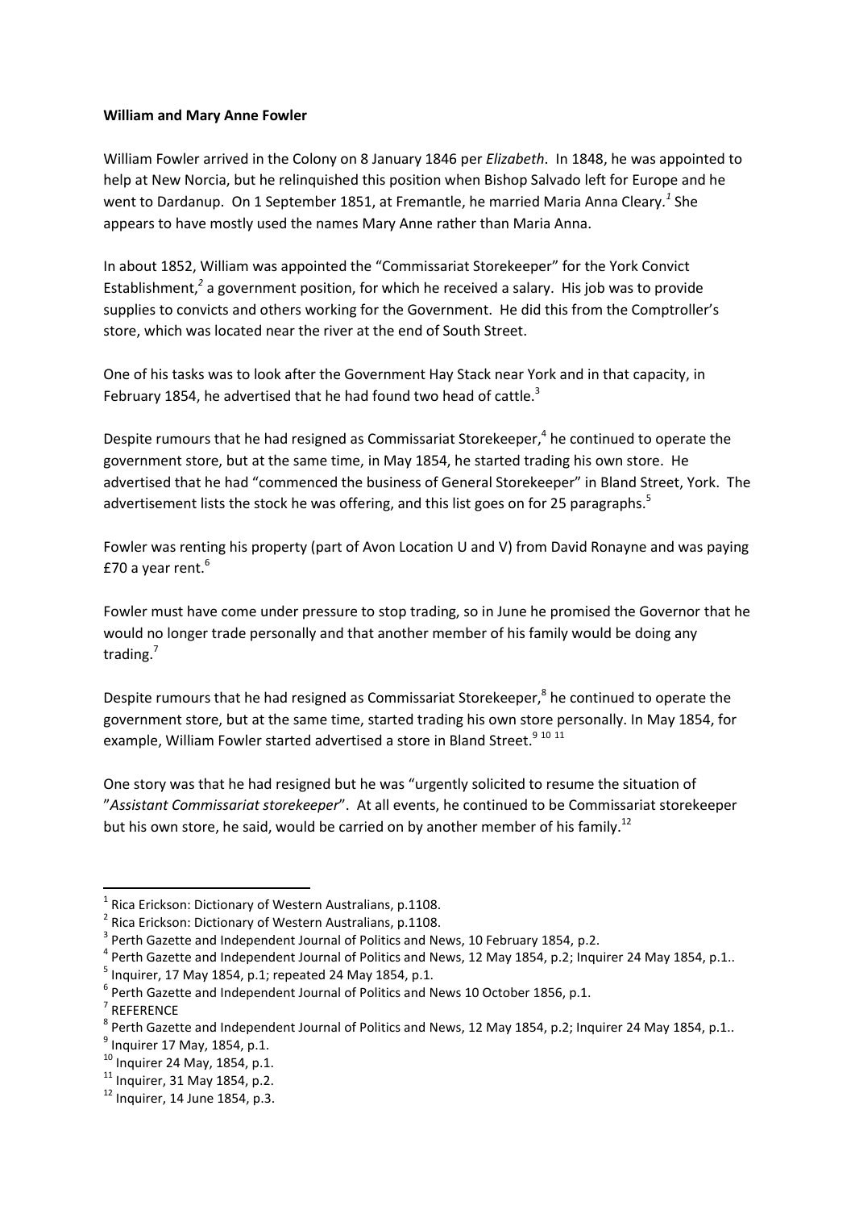**William and Mary Anne Fowler**

William Fowler arrived in the Colony on 8 January 1846 per *Elizabeth*. In 1848, he was appointed to help at New Norcia, but he relinquished this position when Bishop Salvado left for Europe and he went to Dardanup. On 1 September 1851, at Fremantle, he married Maria Anna Cleary.[1] She appears to have mostly used the names Mary Anne rather than Maria Anna.

In about 1852, William was appointed the "Commissariat Storekeeper" for the York Convict Establishment,[2] a government position, for which he received a salary. His job was to provide supplies to convicts and others working for the Government. He did this from the Comptroller's store, which was located near the river at the end of South Street.

One of his tasks was to look after the Government Hay Stack near York and in that capacity, in February 1854, he advertised that he had found two head of cattle.[3]

Despite rumours that he had resigned as Commissariat Storekeeper,[4] he continued to operate the government store, but at the same time, in May 1854, he started trading his own store. He advertised that he had "commenced the business of General Storekeeper" in Bland Street, York. The advertisement lists the stock he was offering, and this list goes on for 25 paragraphs.[5]

Fowler was renting his property (part of Avon Location U and V) from David Ronayne and was paying £70 a year rent.[6]

Fowler must have come under pressure to stop trading, so in June he promised the Governor that he would no longer trade personally and that another member of his family would be doing any trading.[7]

Despite rumours that he had resigned as Commissariat Storekeeper,[8] he continued to operate the government store, but at the same time, started trading his own store personally. In May 1854, for example, William Fowler started advertised a store in Bland Street.[9] [10] [11]

One story was that he had resigned but he was "urgently solicited to resume the situation of "*Assistant Commissariat storekeeper*". At all events, he continued to be Commissariat storekeeper but his own store, he said, would be carried on by another member of his family.[12]

---

[1] Rica Erickson: Dictionary of Western Australians, p.1108.

[2] Rica Erickson: Dictionary of Western Australians, p.1108.

[3] Perth Gazette and Independent Journal of Politics and News, 10 February 1854, p.2.

[4] Perth Gazette and Independent Journal of Politics and News, 12 May 1854, p.2; Inquirer 24 May 1854, p.1..

[5] Inquirer, 17 May 1854, p.1; repeated 24 May 1854, p.1.

[6] Perth Gazette and Independent Journal of Politics and News 10 October 1856, p.1.

[7] REFERENCE

[8] Perth Gazette and Independent Journal of Politics and News, 12 May 1854, p.2; Inquirer 24 May 1854, p.1..

[9] Inquirer 17 May, 1854, p.1.

[10] Inquirer 24 May, 1854, p.1.

[11] Inquirer, 31 May 1854, p.2.

[12] Inquirer, 14 June 1854, p.3.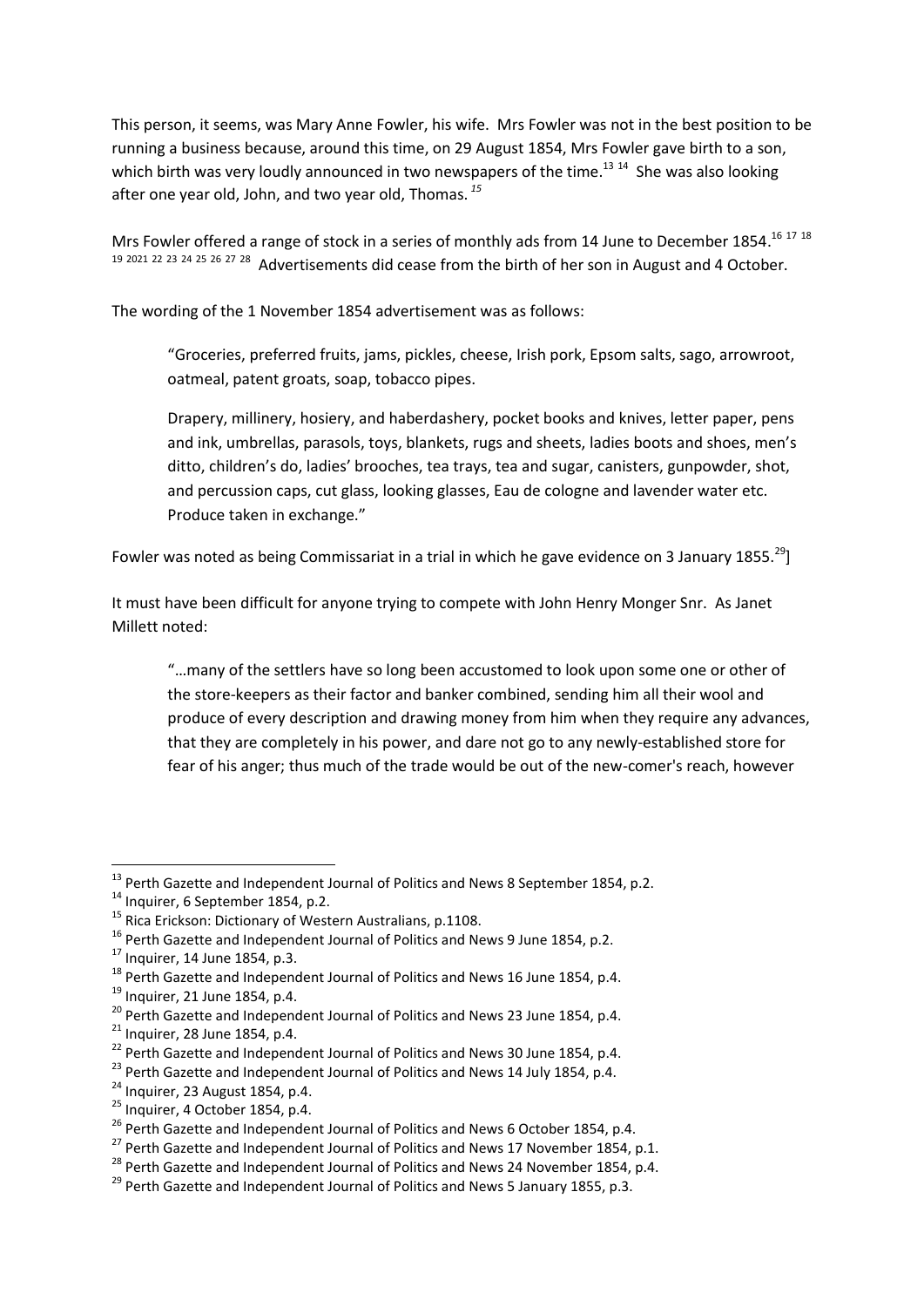This person, it seems, was Mary Anne Fowler, his wife. Mrs Fowler was not in the best position to be running a business because, around this time, on 29 August 1854, Mrs Fowler gave birth to a son, which birth was very loudly announced in two newspapers of the time.[13] [14] She was also looking after one year old, John, and two year old, Thomas. *[15]*

Mrs Fowler offered a range of stock in a series of monthly ads from 14 June to December 1854.[16] [17] [18] [19] [20] [21] [22] [23] [24] [25] [26] [27] [28] Advertisements did cease from the birth of her son in August and 4 October.

The wording of the 1 November 1854 advertisement was as follows:

> "Groceries, preferred fruits, jams, pickles, cheese, Irish pork, Epsom salts, sago, arrowroot, oatmeal, patent groats, soap, tobacco pipes.
>
> Drapery, millinery, hosiery, and haberdashery, pocket books and knives, letter paper, pens and ink, umbrellas, parasols, toys, blankets, rugs and sheets, ladies boots and shoes, men's ditto, children's do, ladies' brooches, tea trays, tea and sugar, canisters, gunpowder, shot, and percussion caps, cut glass, looking glasses, Eau de cologne and lavender water etc. Produce taken in exchange."

Fowler was noted as being Commissariat in a trial in which he gave evidence on 3 January 1855.[29]]

It must have been difficult for anyone trying to compete with John Henry Monger Snr. As Janet Millett noted:

> "…many of the settlers have so long been accustomed to look upon some one or other of the store-keepers as their factor and banker combined, sending him all their wool and produce of every description and drawing money from him when they require any advances, that they are completely in his power, and dare not go to any newly-established store for fear of his anger; thus much of the trade would be out of the new-comer's reach, however

---

[13] Perth Gazette and Independent Journal of Politics and News 8 September 1854, p.2.

[14] Inquirer, 6 September 1854, p.2.

[15] Rica Erickson: Dictionary of Western Australians, p.1108.

[16] Perth Gazette and Independent Journal of Politics and News 9 June 1854, p.2.

[17] Inquirer, 14 June 1854, p.3.

[18] Perth Gazette and Independent Journal of Politics and News 16 June 1854, p.4.

[19] Inquirer, 21 June 1854, p.4.

[20] Perth Gazette and Independent Journal of Politics and News 23 June 1854, p.4.

[21] Inquirer, 28 June 1854, p.4.

[22] Perth Gazette and Independent Journal of Politics and News 30 June 1854, p.4.

[23] Perth Gazette and Independent Journal of Politics and News 14 July 1854, p.4.

[24] Inquirer, 23 August 1854, p.4.

[25] Inquirer, 4 October 1854, p.4.

[26] Perth Gazette and Independent Journal of Politics and News 6 October 1854, p.4.

[27] Perth Gazette and Independent Journal of Politics and News 17 November 1854, p.1.

[28] Perth Gazette and Independent Journal of Politics and News 24 November 1854, p.4.

[29] Perth Gazette and Independent Journal of Politics and News 5 January 1855, p.3.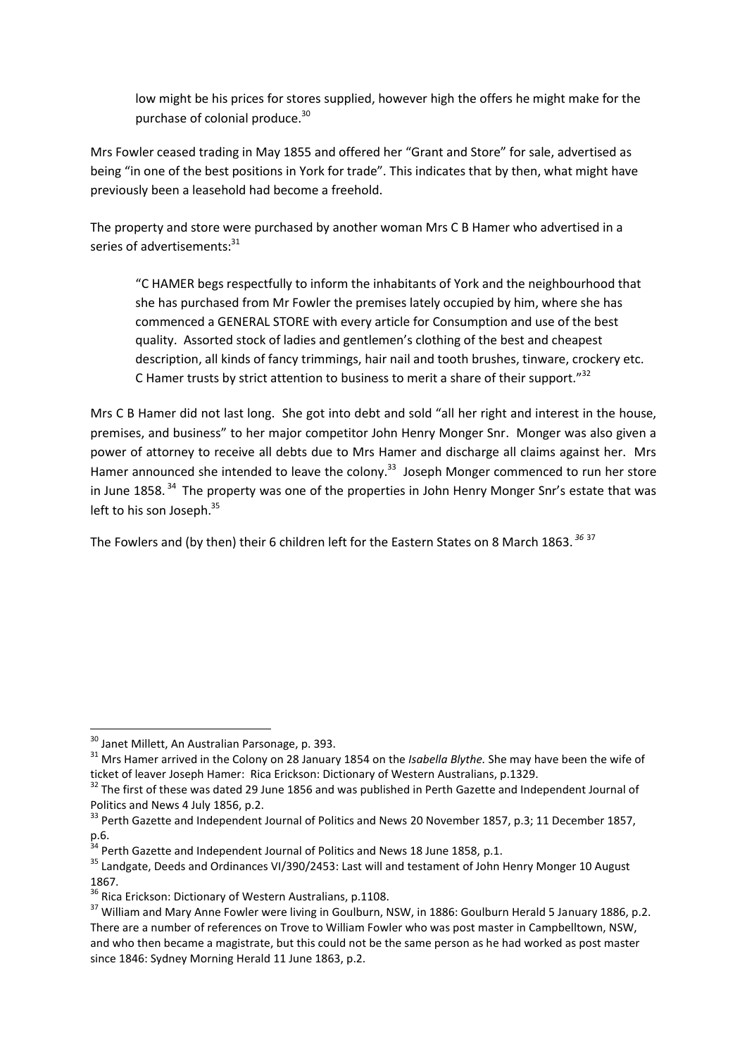> low might be his prices for stores supplied, however high the offers he might make for the purchase of colonial produce.[30]

Mrs Fowler ceased trading in May 1855 and offered her "Grant and Store" for sale, advertised as being "in one of the best positions in York for trade". This indicates that by then, what might have previously been a leasehold had become a freehold.

The property and store were purchased by another woman Mrs C B Hamer who advertised in a series of advertisements:[31]

> "C HAMER begs respectfully to inform the inhabitants of York and the neighbourhood that she has purchased from Mr Fowler the premises lately occupied by him, where she has commenced a GENERAL STORE with every article for Consumption and use of the best quality. Assorted stock of ladies and gentlemen's clothing of the best and cheapest description, all kinds of fancy trimmings, hair nail and tooth brushes, tinware, crockery etc. C Hamer trusts by strict attention to business to merit a share of their support."[32]

Mrs C B Hamer did not last long. She got into debt and sold "all her right and interest in the house, premises, and business" to her major competitor John Henry Monger Snr. Monger was also given a power of attorney to receive all debts due to Mrs Hamer and discharge all claims against her. Mrs Hamer announced she intended to leave the colony.[33] Joseph Monger commenced to run her store in June 1858.[34] The property was one of the properties in John Henry Monger Snr's estate that was left to his son Joseph.[35]

The Fowlers and (by then) their 6 children left for the Eastern States on 8 March 1863.[36][37]

---

[30] Janet Millett, An Australian Parsonage, p. 393.

[31] Mrs Hamer arrived in the Colony on 28 January 1854 on the *Isabella Blythe.* She may have been the wife of ticket of leaver Joseph Hamer: Rica Erickson: Dictionary of Western Australians, p.1329.

[32] The first of these was dated 29 June 1856 and was published in Perth Gazette and Independent Journal of Politics and News 4 July 1856, p.2.

[33] Perth Gazette and Independent Journal of Politics and News 20 November 1857, p.3; 11 December 1857, p.6.

[34] Perth Gazette and Independent Journal of Politics and News 18 June 1858, p.1.

[35] Landgate, Deeds and Ordinances VI/390/2453: Last will and testament of John Henry Monger 10 August 1867.

[36] Rica Erickson: Dictionary of Western Australians, p.1108.

[37] William and Mary Anne Fowler were living in Goulburn, NSW, in 1886: Goulburn Herald 5 January 1886, p.2. There are a number of references on Trove to William Fowler who was post master in Campbelltown, NSW, and who then became a magistrate, but this could not be the same person as he had worked as post master since 1846: Sydney Morning Herald 11 June 1863, p.2.